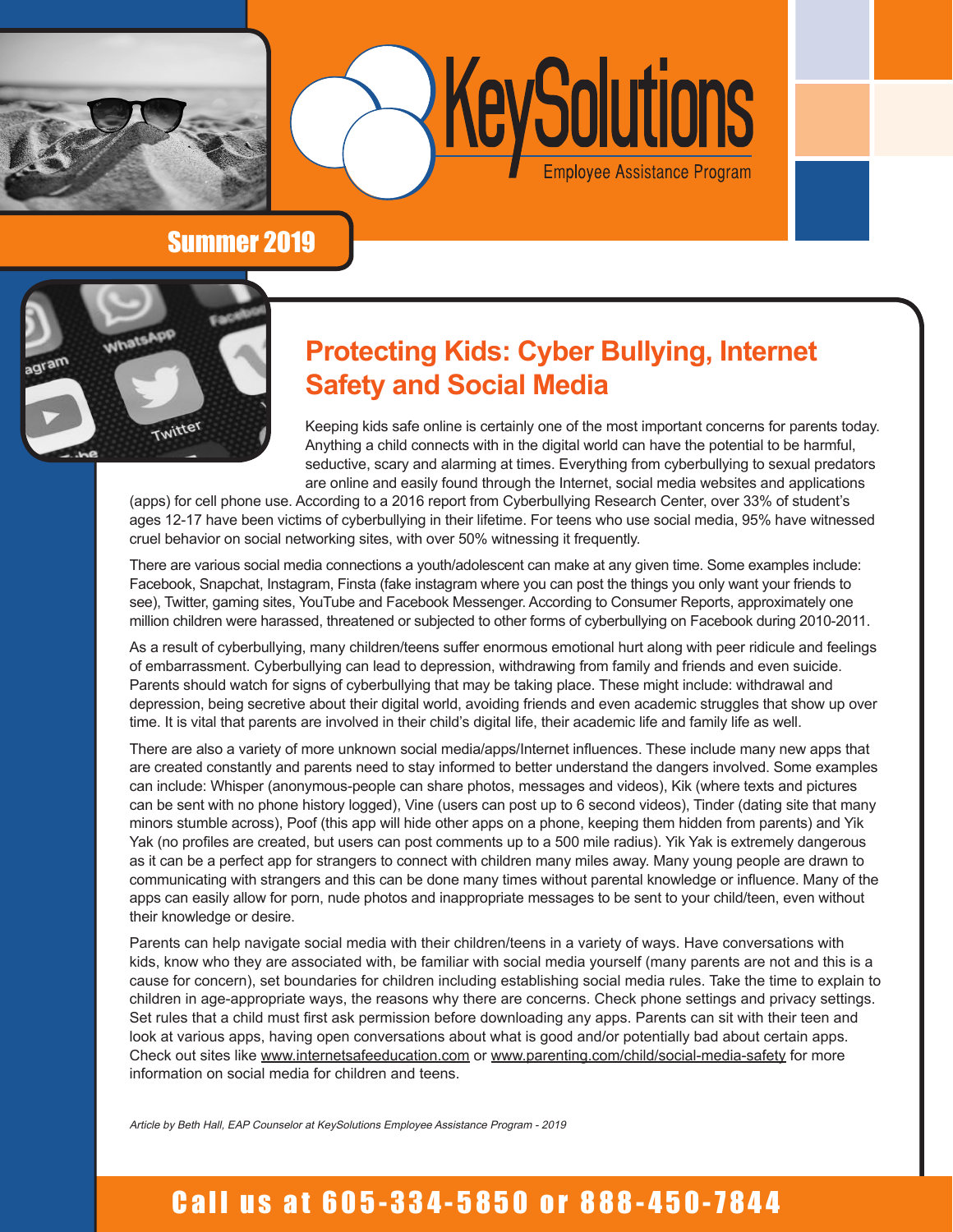# KeySolutions

Employee Assistance Program

## Summer 2019

## Protecting Kids: Cyber Bullying, Internet Safety and Social Media

Keeping kids safe online is certainly one of the most important concerns for parents today. Anything a child connects with in the digital world can have the potential to be harmful, seductive, scary and alarming at times. Everything from cyberbullying to sexual predators are online and easily found through the Internet, social media websites and applications (apps) for cell phone use. According to a 2016 report from Cyberbullying Research Center, over 33% of student's ages 12-17 have been victims of cyberbullying in their lifetime. For teens who use social media, 95% have witnessed cruel behavior on social networking sites, with over 50% witnessing it frequently.

There are various social media connections a youth/adolescent can make at any given time. Some examples include: Facebook, Snapchat, Instagram, Finsta (fake instagram where you can post the things you only want your friends to see), Twitter, gaming sites, YouTube and Facebook Messenger. According to Consumer Reports, approximately one million children were harassed, threatened or subjected to other forms of cyberbullying on Facebook during 2010-2011.

As a result of cyberbullying, many children/teens suffer enormous emotional hurt along with peer ridicule and feelings of embarrassment. Cyberbullying can lead to depression, withdrawing from family and friends and even suicide. Parents should watch for signs of cyberbullying that may be taking place. These might include: withdrawal and depression, being secretive about their digital world, avoiding friends and even academic struggles that show up over time. It is vital that parents are involved in their child's digital life, their academic life and family life as well.

There are also a variety of more unknown social media/apps/Internet influences. These include many new apps that are created constantly and parents need to stay informed to better understand the dangers involved. Some examples can include: Whisper (anonymous-people can share photos, messages and videos), Kik (where texts and pictures can be sent with no phone history logged), Vine (users can post up to 6 second videos), Tinder (dating site that many minors stumble across), Poof (this app will hide other apps on a phone, keeping them hidden from parents) and Yik Yak (no profiles are created, but users can post comments up to a 500 mile radius). Yik Yak is extremely dangerous as it can be a perfect app for strangers to connect with children many miles away. Many young people are drawn to communicating with strangers and this can be done many times without parental knowledge or influence. Many of the apps can easily allow for porn, nude photos and inappropriate messages to be sent to your child/teen, even without their knowledge or desire.

Parents can help navigate social media with their children/teens in a variety of ways. Have conversations with kids, know who they are associated with, be familiar with social media yourself (many parents are not and this is a cause for concern), set boundaries for children including establishing social media rules. Take the time to explain to children in age-appropriate ways, the reasons why there are concerns. Check phone settings and privacy settings. Set rules that a child must first ask permission before downloading any apps. Parents can sit with their teen and look at various apps, having open conversations about what is good and/or potentially bad about certain apps. Check out sites like www.internetsafeeducation.com or www.parenting.com/child/social-media-safety for more information on social media for children and teens.

*Article by Beth Hall, EAP Counselor at KeySolutions Employee Assistance Program - 2019*

**Call us at 605-334-5850 or 888-450-7844**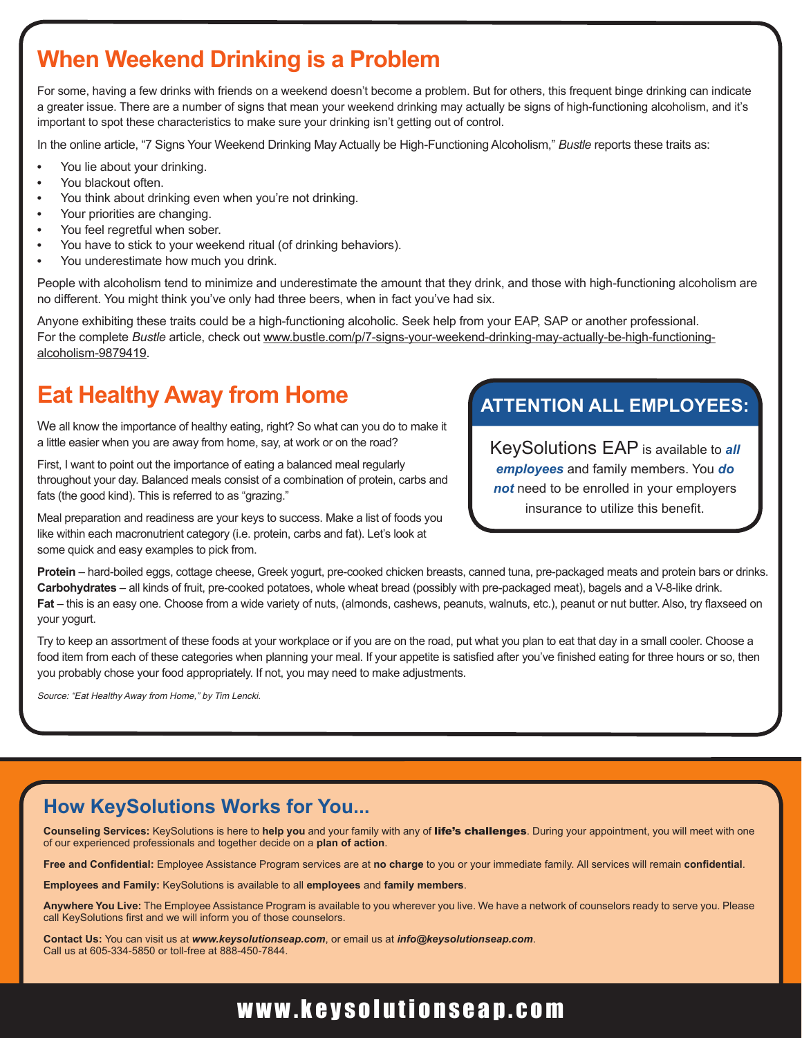## When Weekend Drinking is a Problem

For some, having a few drinks with friends on a weekend doesn't become a problem. But for others, this frequent binge drinking can indicate a greater issue. There are a number of signs that mean your weekend drinking may actually be signs of high-functioning alcoholism, and it's important to spot these characteristics to make sure your drinking isn't getting out of control.

In the online article, "7 Signs Your Weekend Drinking May Actually be High-Functioning Alcoholism," *Bustle* reports these traits as:

- You lie about your drinking.
- You blackout often.
- You think about drinking even when you're not drinking.
- Your priorities are changing.
- You feel regretful when sober.
- You have to stick to your weekend ritual (of drinking behaviors).
- You underestimate how much you drink.

People with alcoholism tend to minimize and underestimate the amount that they drink, and those with high-functioning alcoholism are no different. You might think you've only had three beers, when in fact you've had six.

Anyone exhibiting these traits could be a high-functioning alcoholic. Seek help from your EAP, SAP or another professional. For the complete *Bustle* article, check out www.bustle.com/p/7-signs-your-weekend-drinking-may-actually-be-high-functioning-alcoholism-9879419.

## Eat Healthy Away from Home

We all know the importance of healthy eating, right? So what can you do to make it a little easier when you are away from home, say, at work or on the road?

First, I want to point out the importance of eating a balanced meal regularly throughout your day. Balanced meals consist of a combination of protein, carbs and fats (the good kind). This is referred to as "grazing."

Meal preparation and readiness are your keys to success. Make a list of foods you like within each macronutrient category (i.e. protein, carbs and fat). Let's look at some quick and easy examples to pick from.

**Protein** – hard-boiled eggs, cottage cheese, Greek yogurt, pre-cooked chicken breasts, canned tuna, pre-packaged meats and protein bars or drinks.
**Carbohydrates** – all kinds of fruit, pre-cooked potatoes, whole wheat bread (possibly with pre-packaged meat), bagels and a V-8-like drink.
**Fat** – this is an easy one. Choose from a wide variety of nuts, (almonds, cashews, peanuts, walnuts, etc.), peanut or nut butter. Also, try flaxseed on your yogurt.

Try to keep an assortment of these foods at your workplace or if you are on the road, put what you plan to eat that day in a small cooler. Choose a food item from each of these categories when planning your meal. If your appetite is satisfied after you've finished eating for three hours or so, then you probably chose your food appropriately. If not, you may need to make adjustments.

*Source: "Eat Healthy Away from Home," by Tim Lencki.*

### ATTENTION ALL EMPLOYEES:

KeySolutions EAP is available to ***all employees*** and family members. You ***do not*** need to be enrolled in your employers insurance to utilize this benefit.

## How KeySolutions Works for You...

**Counseling Services:** KeySolutions is here to **help you** and your family with any of **life's challenges**. During your appointment, you will meet with one of our experienced professionals and together decide on a **plan of action**.

**Free and Confidential:** Employee Assistance Program services are at **no charge** to you or your immediate family. All services will remain **confidential**.

**Employees and Family:** KeySolutions is available to all **employees** and **family members**.

**Anywhere You Live:** The Employee Assistance Program is available to you wherever you live. We have a network of counselors ready to serve you. Please call KeySolutions first and we will inform you of those counselors.

**Contact Us:** You can visit us at ***www.keysolutionseap.com***, or email us at ***info@keysolutionseap.com***.
Call us at 605-334-5850 or toll-free at 888-450-7844.

**www.keysolutionseap.com**